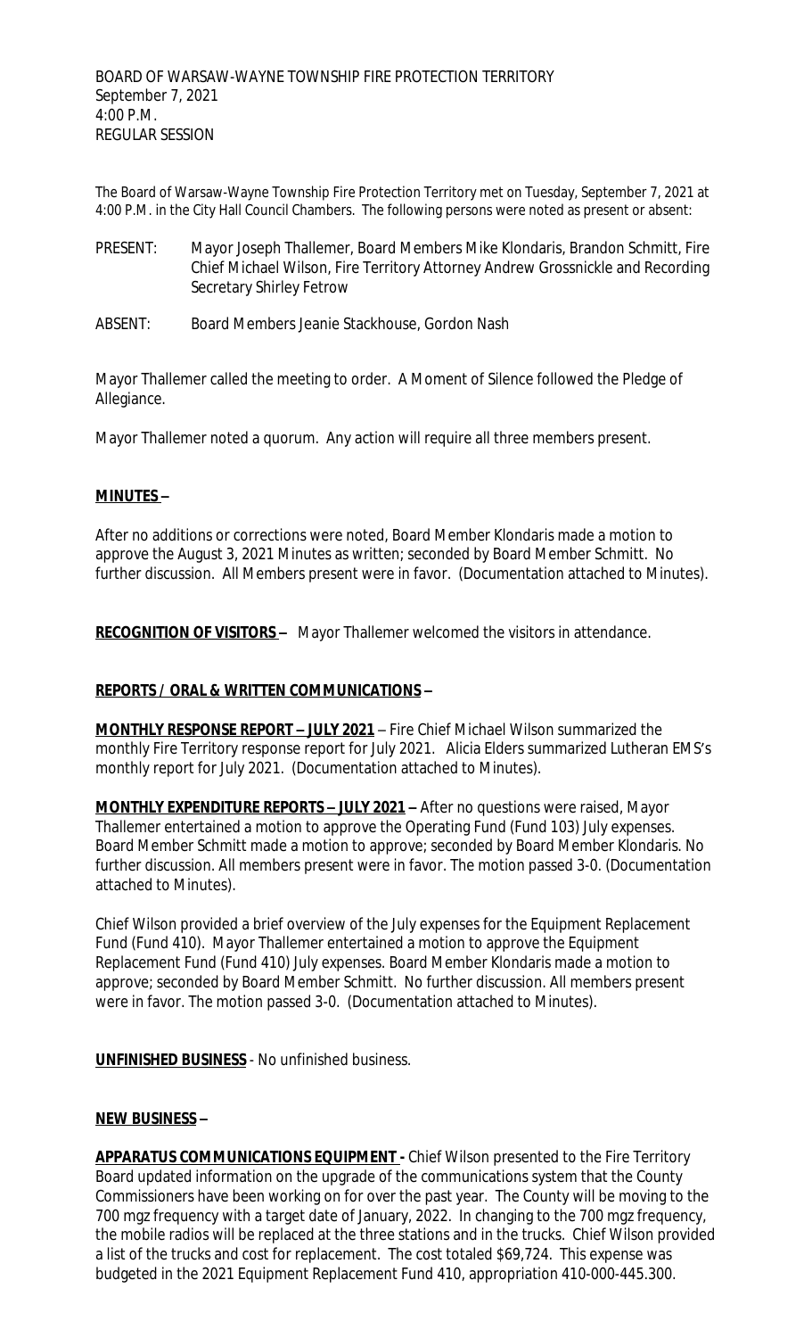BOARD OF WARSAW-WAYNE TOWNSHIP FIRE PROTECTION TERRITORY
September 7, 2021
4:00 P.M.
REGULAR SESSION

The Board of Warsaw-Wayne Township Fire Protection Territory met on Tuesday, September 7, 2021 at 4:00 P.M. in the City Hall Council Chambers. The following persons were noted as present or absent:

PRESENT: Mayor Joseph Thallemer, Board Members Mike Klondaris, Brandon Schmitt, Fire Chief Michael Wilson, Fire Territory Attorney Andrew Grossnickle and Recording Secretary Shirley Fetrow

ABSENT: Board Members Jeanie Stackhouse, Gordon Nash

Mayor Thallemer called the meeting to order. A Moment of Silence followed the Pledge of Allegiance.

Mayor Thallemer noted a quorum. Any action will require all three members present.

**MINUTES –**

After no additions or corrections were noted, Board Member Klondaris made a motion to approve the August 3, 2021 Minutes as written; seconded by Board Member Schmitt. No further discussion. All Members present were in favor. (Documentation attached to Minutes).

**RECOGNITION OF VISITORS –** Mayor Thallemer welcomed the visitors in attendance.

**REPORTS / ORAL & WRITTEN COMMUNICATIONS –**

**MONTHLY RESPONSE REPORT – JULY 2021** – Fire Chief Michael Wilson summarized the monthly Fire Territory response report for July 2021. Alicia Elders summarized Lutheran EMS's monthly report for July 2021. (Documentation attached to Minutes).

**MONTHLY EXPENDITURE REPORTS – JULY 2021 –** After no questions were raised, Mayor Thallemer entertained a motion to approve the Operating Fund (Fund 103) July expenses. Board Member Schmitt made a motion to approve; seconded by Board Member Klondaris. No further discussion. All members present were in favor. The motion passed 3-0. (Documentation attached to Minutes).

Chief Wilson provided a brief overview of the July expenses for the Equipment Replacement Fund (Fund 410). Mayor Thallemer entertained a motion to approve the Equipment Replacement Fund (Fund 410) July expenses. Board Member Klondaris made a motion to approve; seconded by Board Member Schmitt. No further discussion. All members present were in favor. The motion passed 3-0. (Documentation attached to Minutes).

**UNFINISHED BUSINESS** - No unfinished business.

**NEW BUSINESS –**

**APPARATUS COMMUNICATIONS EQUIPMENT -** Chief Wilson presented to the Fire Territory Board updated information on the upgrade of the communications system that the County Commissioners have been working on for over the past year. The County will be moving to the 700 mgz frequency with a target date of January, 2022. In changing to the 700 mgz frequency, the mobile radios will be replaced at the three stations and in the trucks. Chief Wilson provided a list of the trucks and cost for replacement. The cost totaled $69,724. This expense was budgeted in the 2021 Equipment Replacement Fund 410, appropriation 410-000-445.300.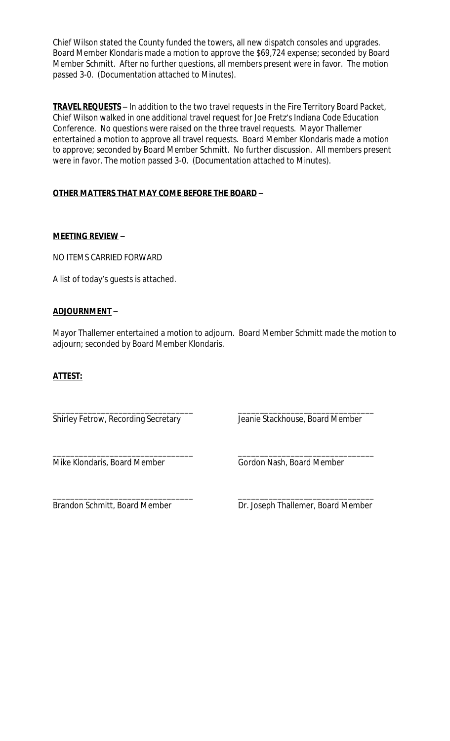Chief Wilson stated the County funded the towers, all new dispatch consoles and upgrades. Board Member Klondaris made a motion to approve the $69,724 expense; seconded by Board Member Schmitt. After no further questions, all members present were in favor. The motion passed 3-0. (Documentation attached to Minutes).

**TRAVEL REQUESTS** – In addition to the two travel requests in the Fire Territory Board Packet, Chief Wilson walked in one additional travel request for Joe Fretz's Indiana Code Education Conference. No questions were raised on the three travel requests. Mayor Thallemer entertained a motion to approve all travel requests. Board Member Klondaris made a motion to approve; seconded by Board Member Schmitt. No further discussion. All members present were in favor. The motion passed 3-0. (Documentation attached to Minutes).

**OTHER MATTERS THAT MAY COME BEFORE THE BOARD –**

**MEETING REVIEW –**

NO ITEMS CARRIED FORWARD

A list of today's guests is attached.

**ADJOURNMENT –**

Mayor Thallemer entertained a motion to adjourn. Board Member Schmitt made the motion to adjourn; seconded by Board Member Klondaris.

**ATTEST:**

| | |
|---|---|
| _______________________________ | _______________________________ |
| Shirley Fetrow, Recording Secretary | Jeanie Stackhouse, Board Member |
| _______________________________ | _______________________________ |
| Mike Klondaris, Board Member | Gordon Nash, Board Member |
| _______________________________ | _______________________________ |
| Brandon Schmitt, Board Member | Dr. Joseph Thallemer, Board Member |